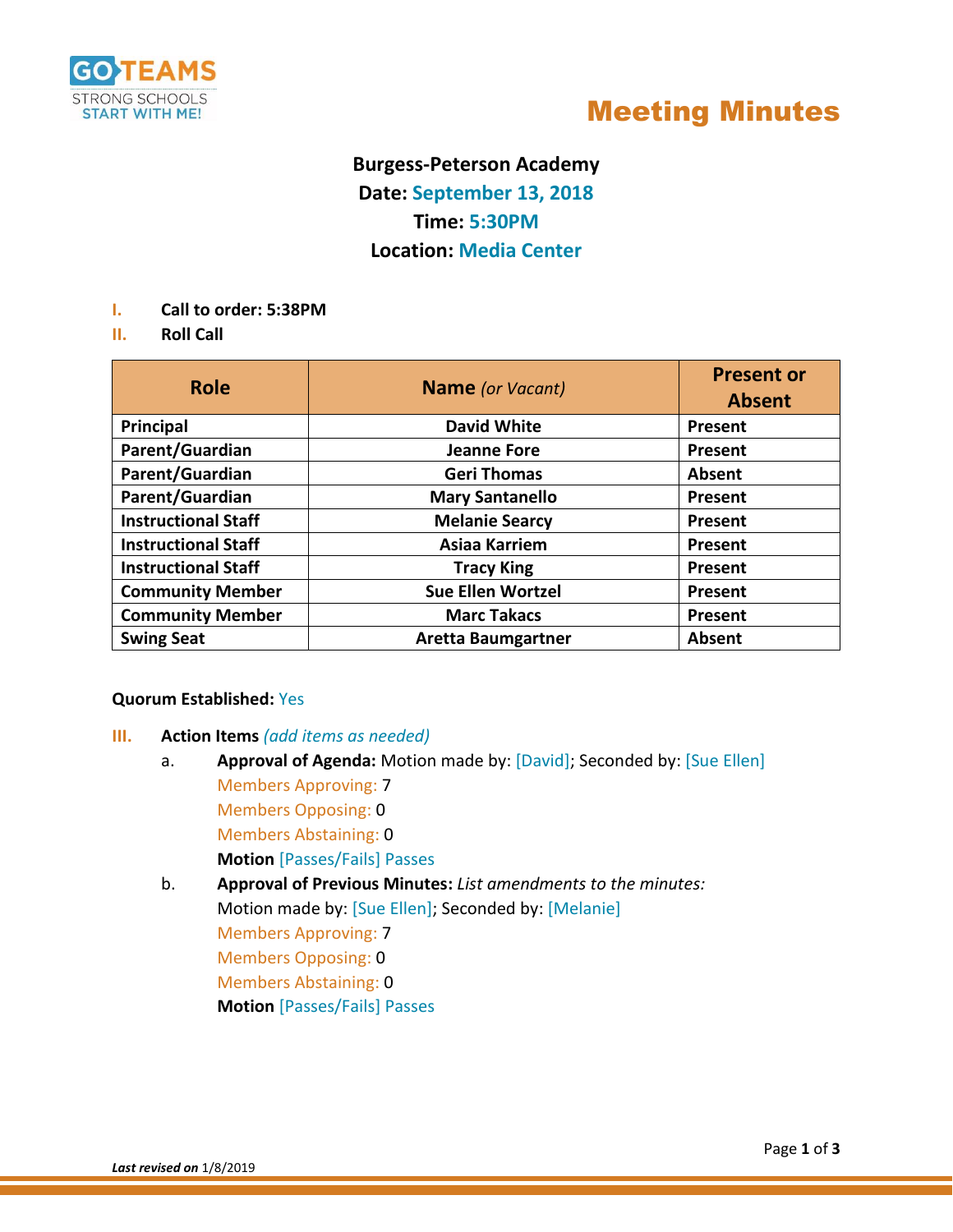GO TEAMS
STRONG SCHOOLS
START WITH ME!

# Meeting Minutes

**Burgess-Peterson Academy**
**Date: September 13, 2018**
**Time: 5:30PM**
**Location: Media Center**

I. **Call to order: 5:38PM**

II. **Roll Call**

| Role | Name *(or Vacant)* | Present or Absent |
|---|---|---|
| **Principal** | **David White** | **Present** |
| **Parent/Guardian** | **Jeanne Fore** | **Present** |
| **Parent/Guardian** | **Geri Thomas** | **Absent** |
| **Parent/Guardian** | **Mary Santanello** | **Present** |
| **Instructional Staff** | **Melanie Searcy** | **Present** |
| **Instructional Staff** | **Asiaa Karriem** | **Present** |
| **Instructional Staff** | **Tracy King** | **Present** |
| **Community Member** | **Sue Ellen Wortzel** | **Present** |
| **Community Member** | **Marc Takacs** | **Present** |
| **Swing Seat** | **Aretta Baumgartner** | **Absent** |

**Quorum Established:** Yes

III. **Action Items** *(add items as needed)*

a. **Approval of Agenda:** Motion made by: [David]; Seconded by: [Sue Ellen]
   Members Approving: 7
   Members Opposing: 0
   Members Abstaining: 0
   **Motion** [Passes/Fails] Passes

b. **Approval of Previous Minutes:** *List amendments to the minutes:*
   Motion made by: [Sue Ellen]; Seconded by: [Melanie]
   Members Approving: 7
   Members Opposing: 0
   Members Abstaining: 0
   **Motion** [Passes/Fails] Passes

***Last revised on*** 1/8/2019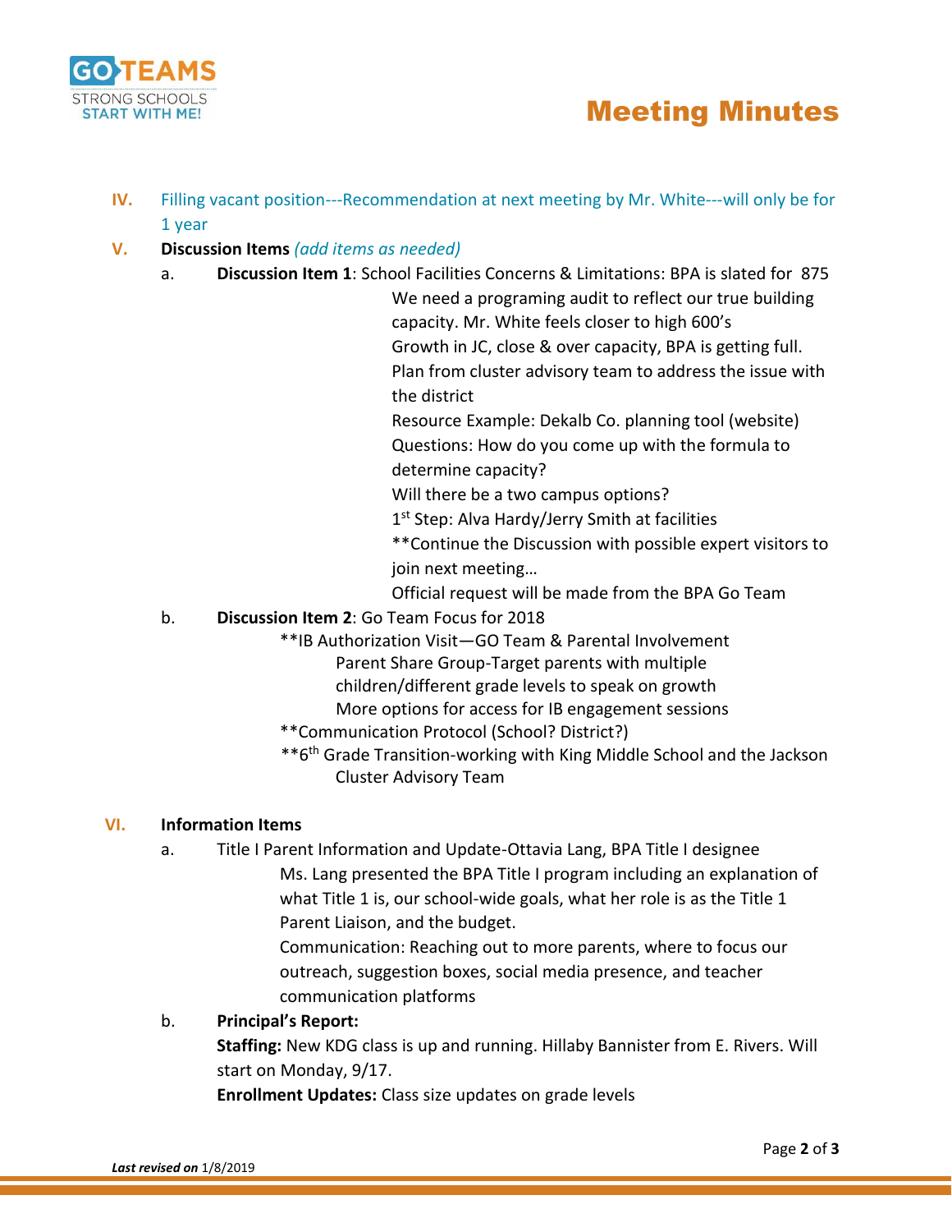IV. Filling vacant position---Recommendation at next meeting by Mr. White---will only be for 1 year

V. **Discussion Items** *(add items as needed)*

a. **Discussion Item 1**: School Facilities Concerns & Limitations: BPA is slated for 875

   We need a programing audit to reflect our true building capacity. Mr. White feels closer to high 600's

   Growth in JC, close & over capacity, BPA is getting full.

   Plan from cluster advisory team to address the issue with the district

   Resource Example: Dekalb Co. planning tool (website)

   Questions: How do you come up with the formula to determine capacity?

   Will there be a two campus options?

   1st Step: Alva Hardy/Jerry Smith at facilities

   **Continue the Discussion with possible expert visitors to join next meeting…

   Official request will be made from the BPA Go Team

b. **Discussion Item 2**: Go Team Focus for 2018

   **IB Authorization Visit—GO Team & Parental Involvement

   Parent Share Group-Target parents with multiple children/different grade levels to speak on growth

   More options for access for IB engagement sessions

   **Communication Protocol (School? District?)

   **6th Grade Transition-working with King Middle School and the Jackson Cluster Advisory Team

VI. **Information Items**

a. Title I Parent Information and Update-Ottavia Lang, BPA Title I designee

   Ms. Lang presented the BPA Title I program including an explanation of what Title 1 is, our school-wide goals, what her role is as the Title 1 Parent Liaison, and the budget.

   Communication: Reaching out to more parents, where to focus our outreach, suggestion boxes, social media presence, and teacher communication platforms

b. **Principal's Report:**

   **Staffing:** New KDG class is up and running. Hillaby Bannister from E. Rivers. Will start on Monday, 9/17.

   **Enrollment Updates:** Class size updates on grade levels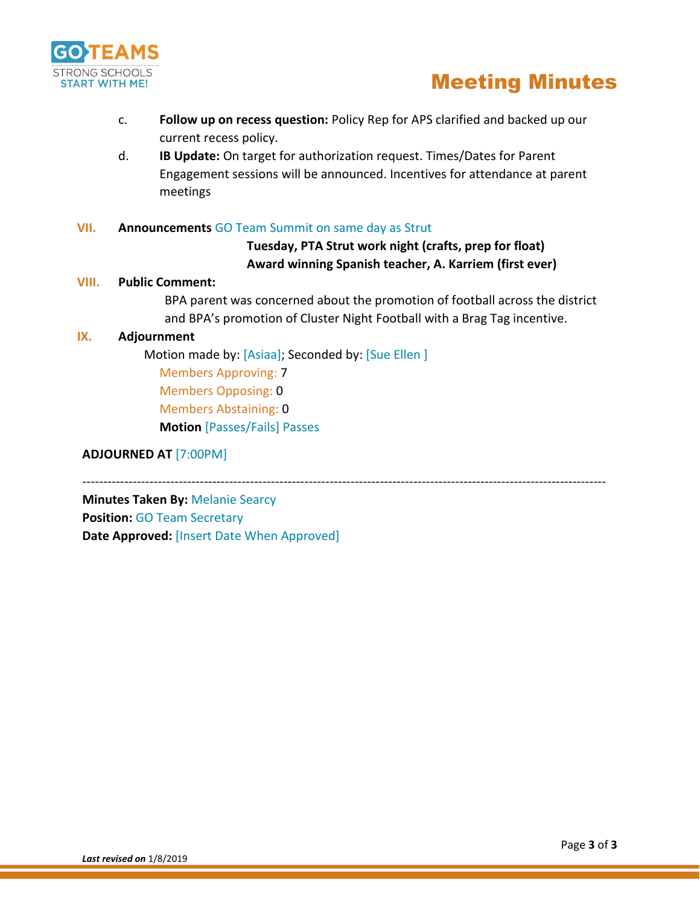c. **Follow up on recess question:** Policy Rep for APS clarified and backed up our current recess policy.

d. **IB Update:** On target for authorization request. Times/Dates for Parent Engagement sessions will be announced. Incentives for attendance at parent meetings

VII. **Announcements** GO Team Summit on same day as Strut

**Tuesday, PTA Strut work night (crafts, prep for float)**

**Award winning Spanish teacher, A. Karriem (first ever)**

VIII. **Public Comment:**

BPA parent was concerned about the promotion of football across the district and BPA's promotion of Cluster Night Football with a Brag Tag incentive.

IX. **Adjournment**

Motion made by: [Asiaa]; Seconded by: [Sue Ellen ]

Members Approving: 7

Members Opposing: 0

Members Abstaining: 0

**Motion** [Passes/Fails] Passes

**ADJOURNED AT** [7:00PM]

---

**Minutes Taken By:** Melanie Searcy

**Position:** GO Team Secretary

**Date Approved:** [Insert Date When Approved]

***Last revised on*** 1/8/2019